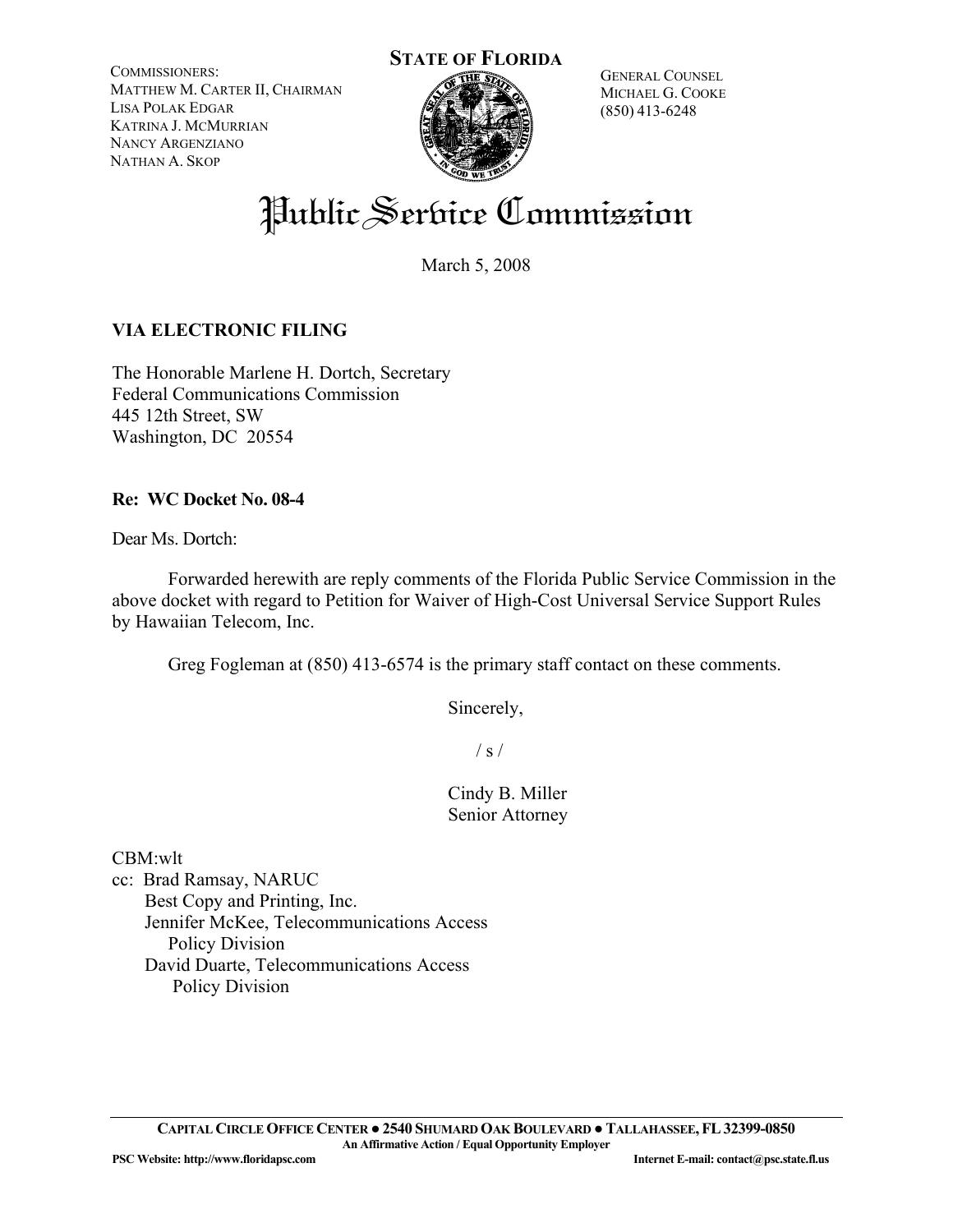COMMISSIONERS:
MATTHEW M. CARTER II, CHAIRMAN
LISA POLAK EDGAR
KATRINA J. MCMURRIAN
NANCY ARGENZIANO
NATHAN A. SKOP

**STATE OF FLORIDA**

GENERAL COUNSEL
MICHAEL G. COOKE
(850) 413-6248

# Public Service Commission

March 5, 2008

**VIA ELECTRONIC FILING**

The Honorable Marlene H. Dortch, Secretary
Federal Communications Commission
445 12th Street, SW
Washington, DC 20554

**Re: WC Docket No. 08-4**

Dear Ms. Dortch:

Forwarded herewith are reply comments of the Florida Public Service Commission in the above docket with regard to Petition for Waiver of High-Cost Universal Service Support Rules by Hawaiian Telecom, Inc.

Greg Fogleman at (850) 413-6574 is the primary staff contact on these comments.

Sincerely,

/ s /

Cindy B. Miller
Senior Attorney

CBM:wlt
cc: Brad Ramsay, NARUC
Best Copy and Printing, Inc.
Jennifer McKee, Telecommunications Access Policy Division
David Duarte, Telecommunications Access Policy Division

**CAPITAL CIRCLE OFFICE CENTER ● 2540 SHUMARD OAK BOULEVARD ● TALLAHASSEE, FL 32399-0850**
**An Affirmative Action / Equal Opportunity Employer**
**PSC Website: http://www.floridapsc.com** **Internet E-mail: contact@psc.state.fl.us**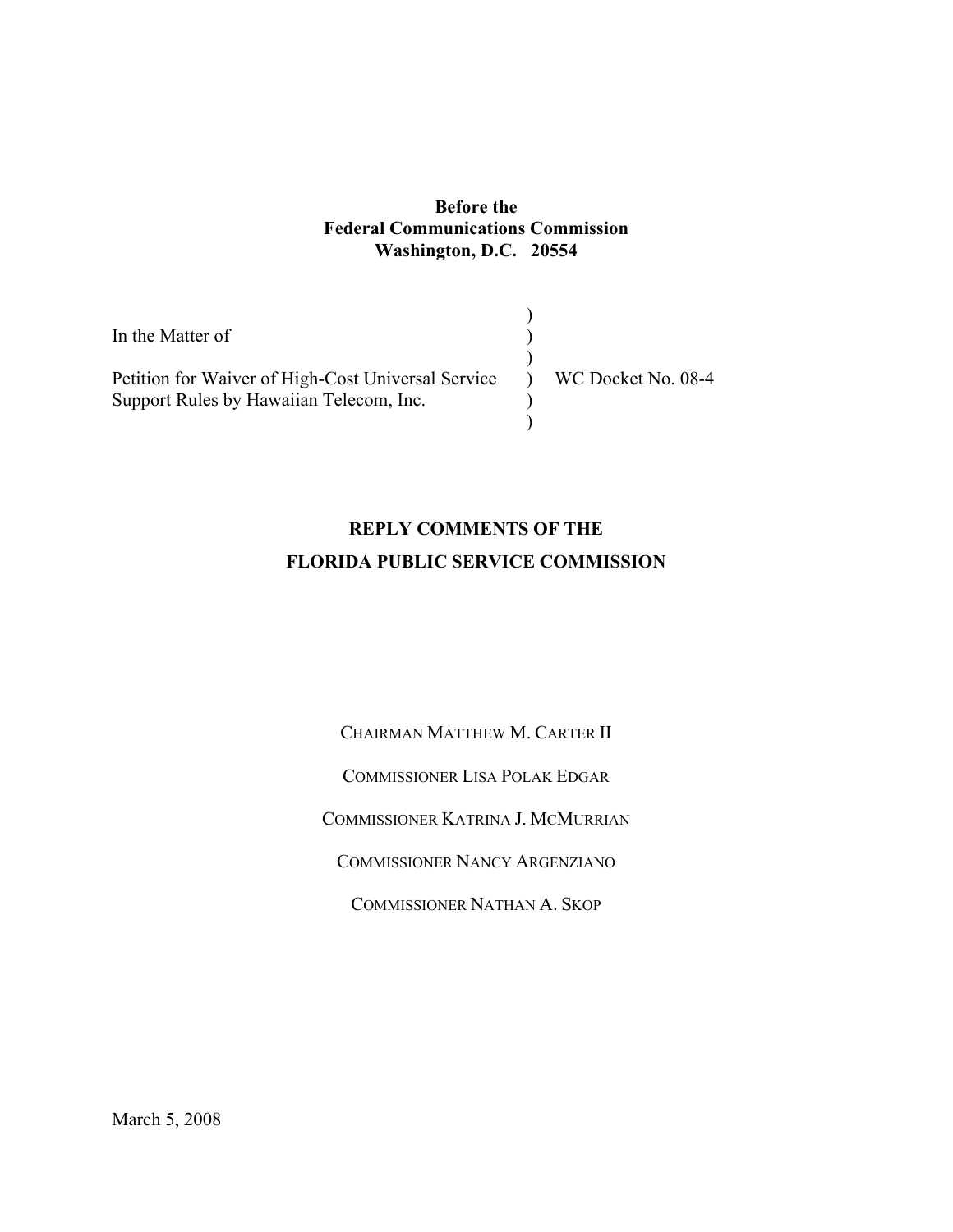**Before the**
**Federal Communications Commission**
**Washington, D.C. 20554**

| | | |
|---|---|---|
| In the Matter of | ) | |
| | ) | |
| Petition for Waiver of High-Cost Universal Service Support Rules by Hawaiian Telecom, Inc. | ) | WC Docket No. 08-4 |
| | ) | |

## REPLY COMMENTS OF THE FLORIDA PUBLIC SERVICE COMMISSION

CHAIRMAN MATTHEW M. CARTER II

COMMISSIONER LISA POLAK EDGAR

COMMISSIONER KATRINA J. MCMURRIAN

COMMISSIONER NANCY ARGENZIANO

COMMISSIONER NATHAN A. SKOP

March 5, 2008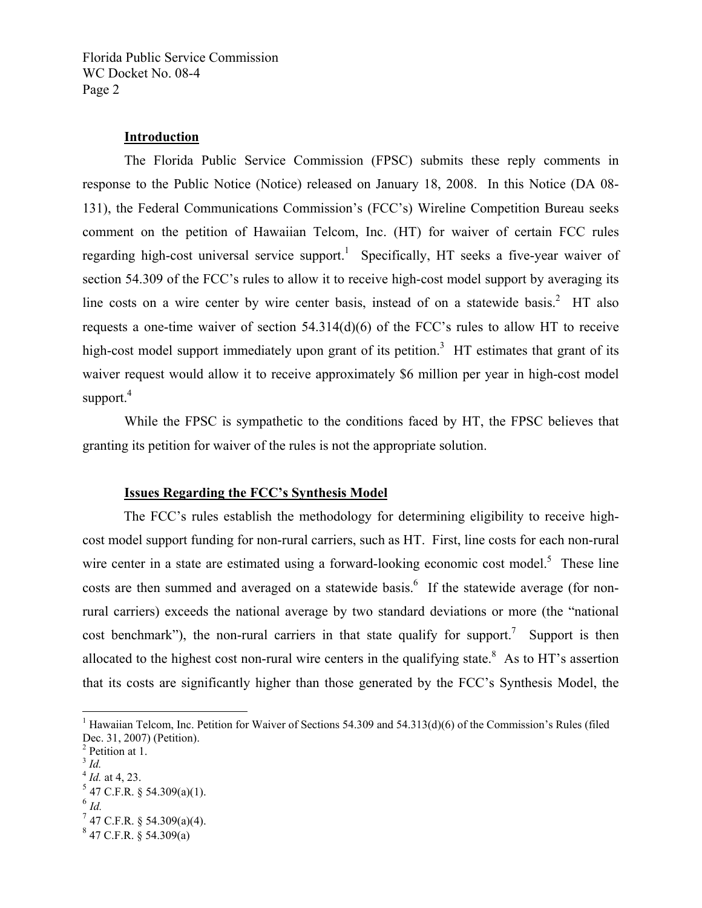## Introduction

The Florida Public Service Commission (FPSC) submits these reply comments in response to the Public Notice (Notice) released on January 18, 2008. In this Notice (DA 08-131), the Federal Communications Commission's (FCC's) Wireline Competition Bureau seeks comment on the petition of Hawaiian Telcom, Inc. (HT) for waiver of certain FCC rules regarding high-cost universal service support.[1] Specifically, HT seeks a five-year waiver of section 54.309 of the FCC's rules to allow it to receive high-cost model support by averaging its line costs on a wire center by wire center basis, instead of on a statewide basis.[2] HT also requests a one-time waiver of section 54.314(d)(6) of the FCC's rules to allow HT to receive high-cost model support immediately upon grant of its petition.[3] HT estimates that grant of its waiver request would allow it to receive approximately $6 million per year in high-cost model support.[4]

While the FPSC is sympathetic to the conditions faced by HT, the FPSC believes that granting its petition for waiver of the rules is not the appropriate solution.

## Issues Regarding the FCC's Synthesis Model

The FCC's rules establish the methodology for determining eligibility to receive high-cost model support funding for non-rural carriers, such as HT. First, line costs for each non-rural wire center in a state are estimated using a forward-looking economic cost model.[5] These line costs are then summed and averaged on a statewide basis.[6] If the statewide average (for non-rural carriers) exceeds the national average by two standard deviations or more (the "national cost benchmark"), the non-rural carriers in that state qualify for support.[7] Support is then allocated to the highest cost non-rural wire centers in the qualifying state.[8] As to HT's assertion that its costs are significantly higher than those generated by the FCC's Synthesis Model, the

---

[1] Hawaiian Telcom, Inc. Petition for Waiver of Sections 54.309 and 54.313(d)(6) of the Commission's Rules (filed Dec. 31, 2007) (Petition).

[2] Petition at 1.

[3] *Id.*

[4] *Id.* at 4, 23.

[5] 47 C.F.R. § 54.309(a)(1).

[6] *Id.*

[7] 47 C.F.R. § 54.309(a)(4).

[8] 47 C.F.R. § 54.309(a)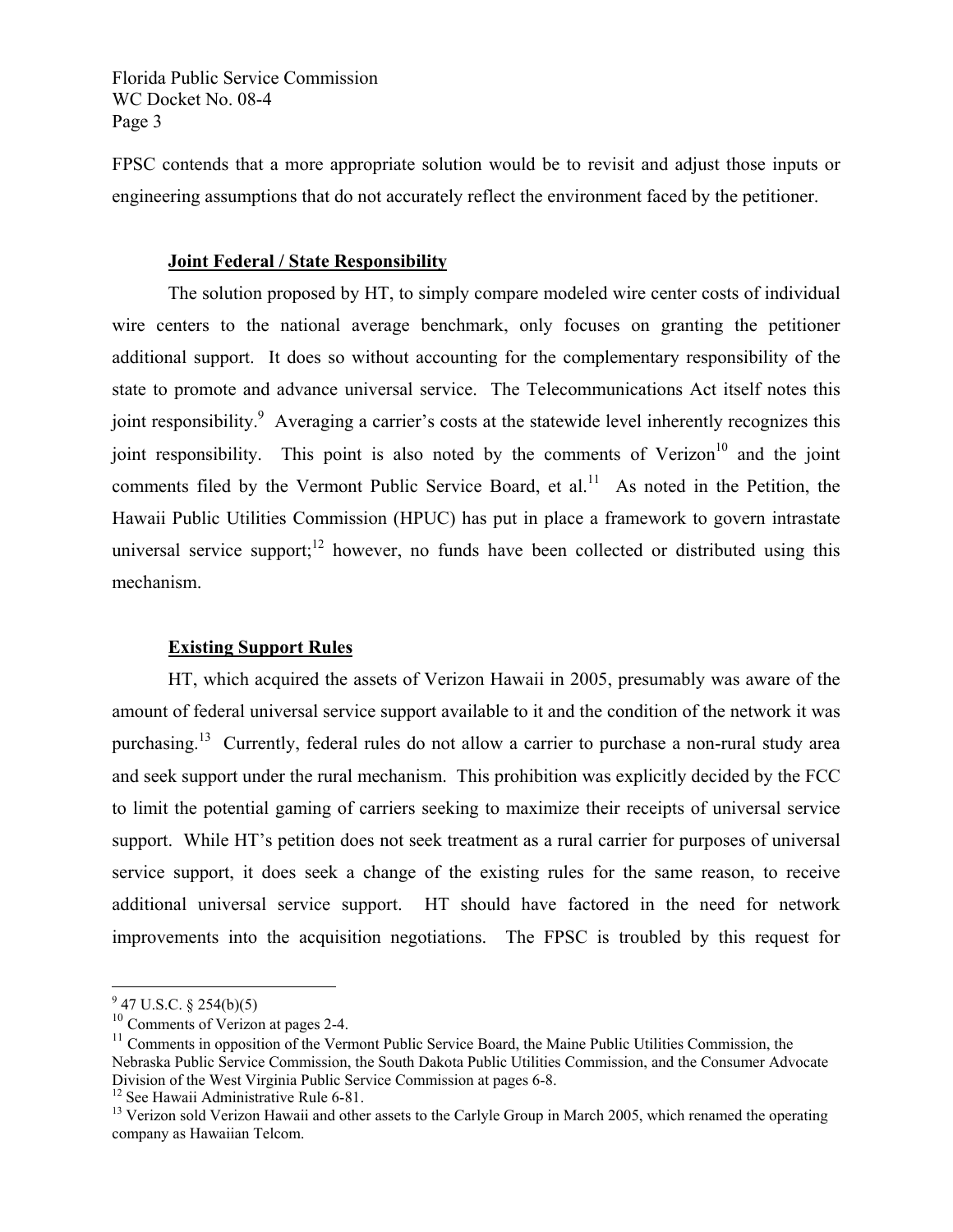FPSC contends that a more appropriate solution would be to revisit and adjust those inputs or engineering assumptions that do not accurately reflect the environment faced by the petitioner.

**Joint Federal / State Responsibility**

The solution proposed by HT, to simply compare modeled wire center costs of individual wire centers to the national average benchmark, only focuses on granting the petitioner additional support. It does so without accounting for the complementary responsibility of the state to promote and advance universal service. The Telecommunications Act itself notes this joint responsibility.[9] Averaging a carrier's costs at the statewide level inherently recognizes this joint responsibility. This point is also noted by the comments of Verizon[10] and the joint comments filed by the Vermont Public Service Board, et al.[11] As noted in the Petition, the Hawaii Public Utilities Commission (HPUC) has put in place a framework to govern intrastate universal service support;[12] however, no funds have been collected or distributed using this mechanism.

**Existing Support Rules**

HT, which acquired the assets of Verizon Hawaii in 2005, presumably was aware of the amount of federal universal service support available to it and the condition of the network it was purchasing.[13] Currently, federal rules do not allow a carrier to purchase a non-rural study area and seek support under the rural mechanism. This prohibition was explicitly decided by the FCC to limit the potential gaming of carriers seeking to maximize their receipts of universal service support. While HT's petition does not seek treatment as a rural carrier for purposes of universal service support, it does seek a change of the existing rules for the same reason, to receive additional universal service support. HT should have factored in the need for network improvements into the acquisition negotiations. The FPSC is troubled by this request for

---

[9] 47 U.S.C. § 254(b)(5)

[10] Comments of Verizon at pages 2-4.

[11] Comments in opposition of the Vermont Public Service Board, the Maine Public Utilities Commission, the Nebraska Public Service Commission, the South Dakota Public Utilities Commission, and the Consumer Advocate Division of the West Virginia Public Service Commission at pages 6-8.

[12] See Hawaii Administrative Rule 6-81.

[13] Verizon sold Verizon Hawaii and other assets to the Carlyle Group in March 2005, which renamed the operating company as Hawaiian Telcom.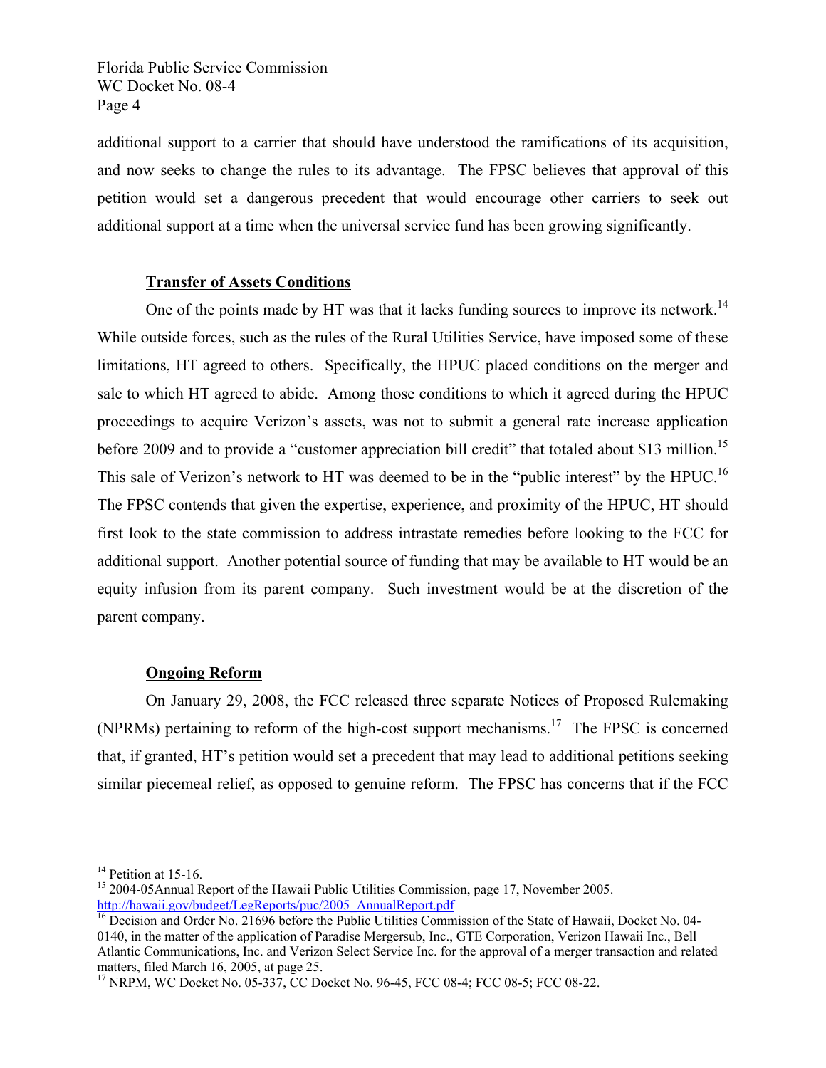additional support to a carrier that should have understood the ramifications of its acquisition, and now seeks to change the rules to its advantage. The FPSC believes that approval of this petition would set a dangerous precedent that would encourage other carriers to seek out additional support at a time when the universal service fund has been growing significantly.

**Transfer of Assets Conditions**

One of the points made by HT was that it lacks funding sources to improve its network.[14] While outside forces, such as the rules of the Rural Utilities Service, have imposed some of these limitations, HT agreed to others. Specifically, the HPUC placed conditions on the merger and sale to which HT agreed to abide. Among those conditions to which it agreed during the HPUC proceedings to acquire Verizon's assets, was not to submit a general rate increase application before 2009 and to provide a "customer appreciation bill credit" that totaled about $13 million.[15] This sale of Verizon's network to HT was deemed to be in the "public interest" by the HPUC.[16] The FPSC contends that given the expertise, experience, and proximity of the HPUC, HT should first look to the state commission to address intrastate remedies before looking to the FCC for additional support. Another potential source of funding that may be available to HT would be an equity infusion from its parent company. Such investment would be at the discretion of the parent company.

**Ongoing Reform**

On January 29, 2008, the FCC released three separate Notices of Proposed Rulemaking (NPRMs) pertaining to reform of the high-cost support mechanisms.[17] The FPSC is concerned that, if granted, HT's petition would set a precedent that may lead to additional petitions seeking similar piecemeal relief, as opposed to genuine reform. The FPSC has concerns that if the FCC

---

[14] Petition at 15-16.

[15] 2004-05Annual Report of the Hawaii Public Utilities Commission, page 17, November 2005. http://hawaii.gov/budget/LegReports/puc/2005_AnnualReport.pdf

[16] Decision and Order No. 21696 before the Public Utilities Commission of the State of Hawaii, Docket No. 04-0140, in the matter of the application of Paradise Mergersub, Inc., GTE Corporation, Verizon Hawaii Inc., Bell Atlantic Communications, Inc. and Verizon Select Service Inc. for the approval of a merger transaction and related matters, filed March 16, 2005, at page 25.

[17] NRPM, WC Docket No. 05-337, CC Docket No. 96-45, FCC 08-4; FCC 08-5; FCC 08-22.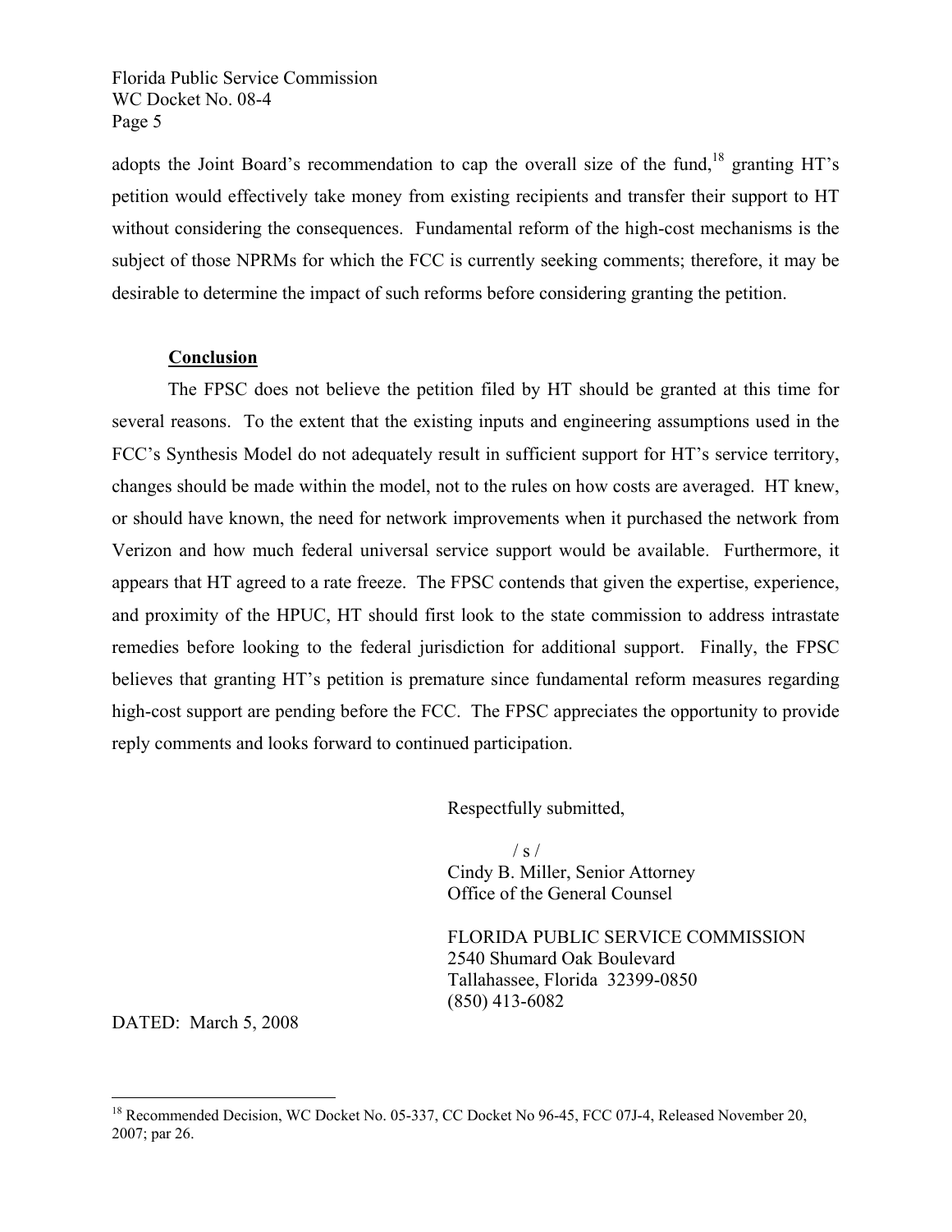adopts the Joint Board's recommendation to cap the overall size of the fund,[18] granting HT's petition would effectively take money from existing recipients and transfer their support to HT without considering the consequences. Fundamental reform of the high-cost mechanisms is the subject of those NPRMs for which the FCC is currently seeking comments; therefore, it may be desirable to determine the impact of such reforms before considering granting the petition.

**Conclusion**

The FPSC does not believe the petition filed by HT should be granted at this time for several reasons. To the extent that the existing inputs and engineering assumptions used in the FCC's Synthesis Model do not adequately result in sufficient support for HT's service territory, changes should be made within the model, not to the rules on how costs are averaged. HT knew, or should have known, the need for network improvements when it purchased the network from Verizon and how much federal universal service support would be available. Furthermore, it appears that HT agreed to a rate freeze. The FPSC contends that given the expertise, experience, and proximity of the HPUC, HT should first look to the state commission to address intrastate remedies before looking to the federal jurisdiction for additional support. Finally, the FPSC believes that granting HT's petition is premature since fundamental reform measures regarding high-cost support are pending before the FCC. The FPSC appreciates the opportunity to provide reply comments and looks forward to continued participation.

Respectfully submitted,

/ s /
Cindy B. Miller, Senior Attorney
Office of the General Counsel

FLORIDA PUBLIC SERVICE COMMISSION
2540 Shumard Oak Boulevard
Tallahassee, Florida 32399-0850
(850) 413-6082

DATED: March 5, 2008

[18] Recommended Decision, WC Docket No. 05-337, CC Docket No 96-45, FCC 07J-4, Released November 20, 2007; par 26.